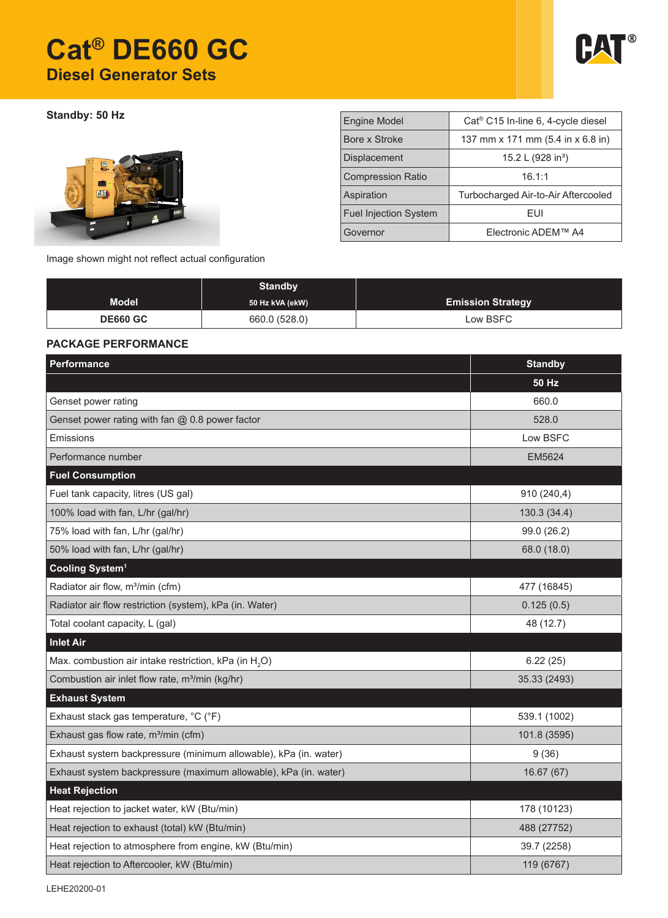# Cat® DE660 GC

## Diesel Generator Sets

**Standby: 50 Hz**

Image shown might not reflect actual configuration

| | |
|---|---|
| Engine Model | Cat® C15 In-line 6, 4-cycle diesel |
| Bore x Stroke | 137 mm x 171 mm (5.4 in x 6.8 in) |
| Displacement | 15.2 L (928 in³) |
| Compression Ratio | 16.1:1 |
| Aspiration | Turbocharged Air-to-Air Aftercooled |
| Fuel Injection System | EUI |
| Governor | Electronic ADEM™ A4 |

| Model | Standby 50 Hz kVA (ekW) | Emission Strategy |
|---|---|---|
| DE660 GC | 660.0 (528.0) | Low BSFC |

### PACKAGE PERFORMANCE

| Performance | Standby |
|---|---|
| | 50 Hz |
| Genset power rating | 660.0 |
| Genset power rating with fan @ 0.8 power factor | 528.0 |
| Emissions | Low BSFC |
| Performance number | EM5624 |
| **Fuel Consumption** | |
| Fuel tank capacity, litres (US gal) | 910 (240,4) |
| 100% load with fan, L/hr (gal/hr) | 130.3 (34.4) |
| 75% load with fan, L/hr (gal/hr) | 99.0 (26.2) |
| 50% load with fan, L/hr (gal/hr) | 68.0 (18.0) |
| **Cooling System[1]** | |
| Radiator air flow, m³/min (cfm) | 477 (16845) |
| Radiator air flow restriction (system), kPa (in. Water) | 0.125 (0.5) |
| Total coolant capacity, L (gal) | 48 (12.7) |
| **Inlet Air** | |
| Max. combustion air intake restriction, kPa (in $H_2O$) | 6.22 (25) |
| Combustion air inlet flow rate, m³/min (kg/hr) | 35.33 (2493) |
| **Exhaust System** | |
| Exhaust stack gas temperature, °C (°F) | 539.1 (1002) |
| Exhaust gas flow rate, m³/min (cfm) | 101.8 (3595) |
| Exhaust system backpressure (minimum allowable), kPa (in. water) | 9 (36) |
| Exhaust system backpressure (maximum allowable), kPa (in. water) | 16.67 (67) |
| **Heat Rejection** | |
| Heat rejection to jacket water, kW (Btu/min) | 178 (10123) |
| Heat rejection to exhaust (total) kW (Btu/min) | 488 (27752) |
| Heat rejection to atmosphere from engine, kW (Btu/min) | 39.7 (2258) |
| Heat rejection to Aftercooler, kW (Btu/min) | 119 (6767) |

LEHE20200-01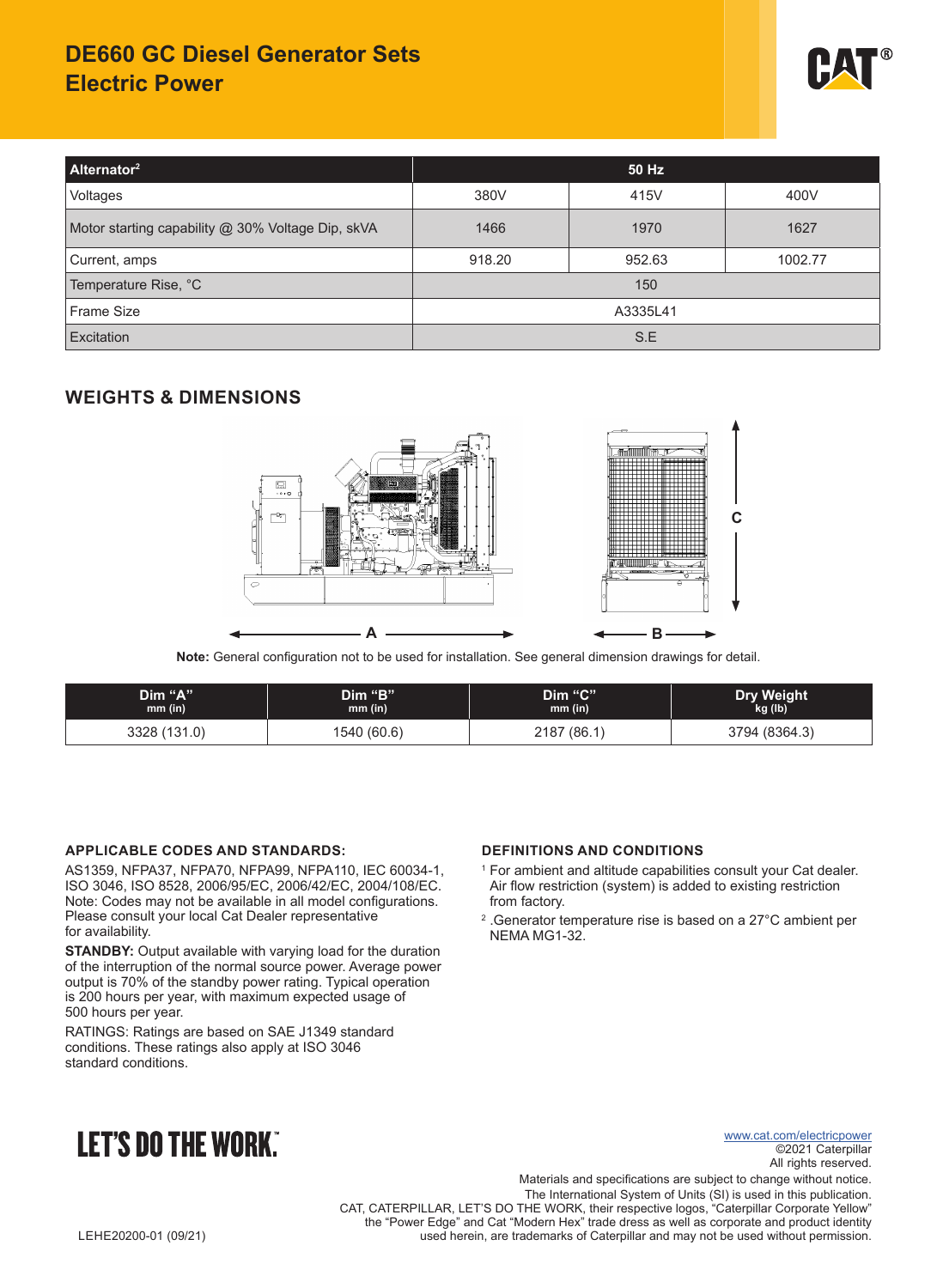# DE660 GC Diesel Generator Sets
# Electric Power

| Alternator[2] | 50 Hz | | |
|---|---|---|---|
| Voltages | 380V | 415V | 400V |
| Motor starting capability @ 30% Voltage Dip, skVA | 1466 | 1970 | 1627 |
| Current, amps | 918.20 | 952.63 | 1002.77 |
| Temperature Rise, °C | 150 | | |
| Frame Size | A3335L41 | | |
| Excitation | S.E | | |

## WEIGHTS & DIMENSIONS

A

B

C

**Note:** General configuration not to be used for installation. See general dimension drawings for detail.

| Dim "A" mm (in) | Dim "B" mm (in) | Dim "C" mm (in) | Dry Weight kg (lb) |
|---|---|---|---|
| 3328 (131.0) | 1540 (60.6) | 2187 (86.1) | 3794 (8364.3) |

### APPLICABLE CODES AND STANDARDS:

AS1359, NFPA37, NFPA70, NFPA99, NFPA110, IEC 60034-1, ISO 3046, ISO 8528, 2006/95/EC, 2006/42/EC, 2004/108/EC. Note: Codes may not be available in all model configurations. Please consult your local Cat Dealer representative for availability.

**STANDBY:** Output available with varying load for the duration of the interruption of the normal source power. Average power output is 70% of the standby power rating. Typical operation is 200 hours per year, with maximum expected usage of 500 hours per year.

RATINGS: Ratings are based on SAE J1349 standard conditions. These ratings also apply at ISO 3046 standard conditions.

### DEFINITIONS AND CONDITIONS

[1] For ambient and altitude capabilities consult your Cat dealer. Air flow restriction (system) is added to existing restriction from factory.

[2] .Generator temperature rise is based on a 27°C ambient per NEMA MG1-32.

LET'S DO THE WORK.

www.cat.com/electricpower
©2021 Caterpillar
All rights reserved.

Materials and specifications are subject to change without notice.
The International System of Units (SI) is used in this publication.
CAT, CATERPILLAR, LET'S DO THE WORK, their respective logos, "Caterpillar Corporate Yellow" the "Power Edge" and Cat "Modern Hex" trade dress as well as corporate and product identity used herein, are trademarks of Caterpillar and may not be used without permission.

LEHE20200-01 (09/21)